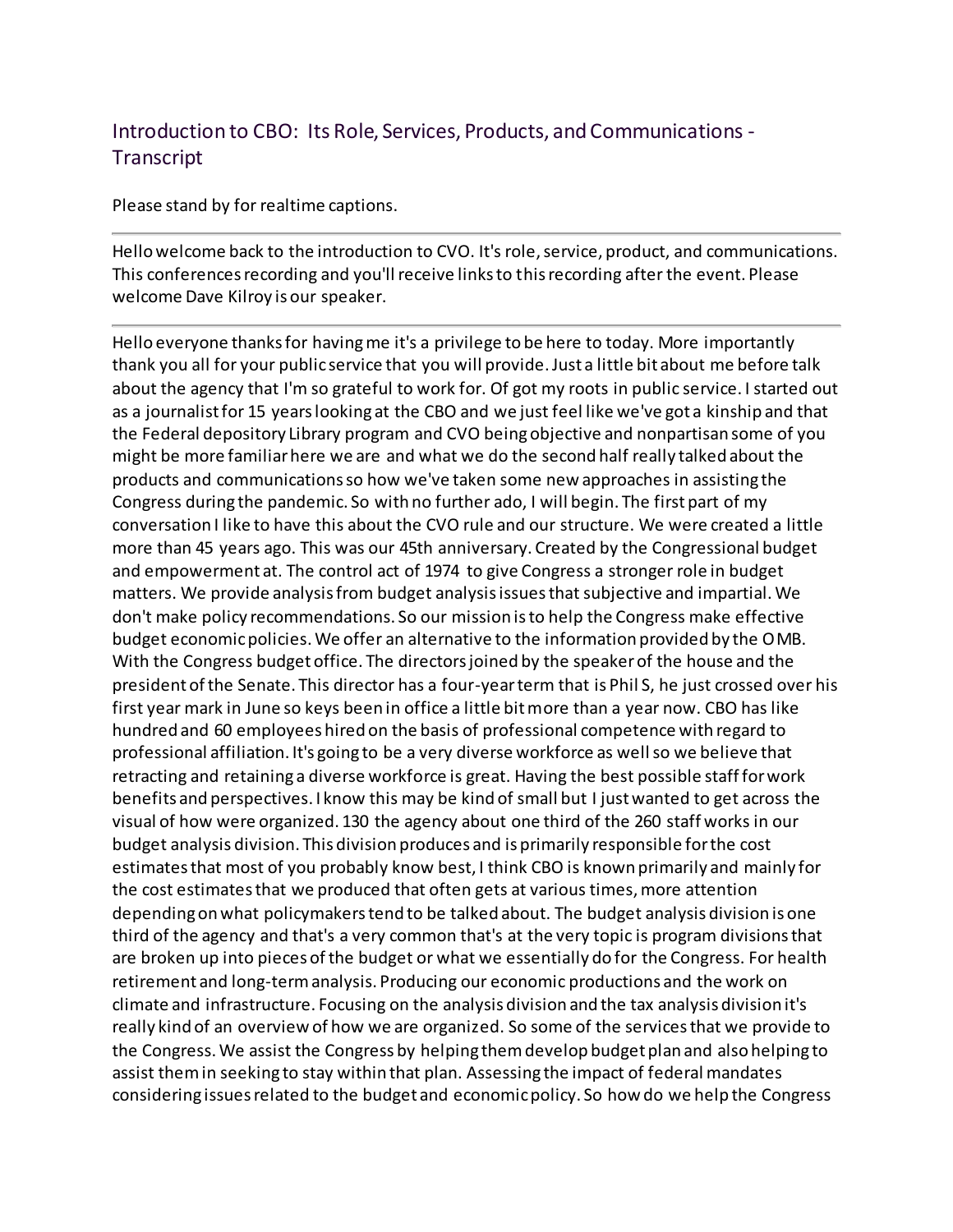## Introduction to CBO: Its Role, Services, Products, and Communications - Transcript

Please stand by for realtime captions.

---

Hello welcome back to the introduction to CVO. It's role, service, product, and communications. This conferences recording and you'll receive links to this recording after the event. Please welcome Dave Kilroy is our speaker.

---

Hello everyone thanks for having me it's a privilege to be here to today. More importantly thank you all for your public service that you will provide. Just a little bit about me before talk about the agency that I'm so grateful to work for. Of got my roots in public service. I started out as a journalist for 15 years looking at the CBO and we just feel like we've got a kinship and that the Federal depository Library program and CVO being objective and nonpartisan some of you might be more familiar here we are and what we do the second half really talked about the products and communications so how we've taken some new approaches in assisting the Congress during the pandemic. So with no further ado, I will begin. The first part of my conversation I like to have this about the CVO rule and our structure. We were created a little more than 45 years ago. This was our 45th anniversary. Created by the Congressional budget and empowerment at. The control act of 1974 to give Congress a stronger role in budget matters. We provide analysis from budget analysis issues that subjective and impartial. We don't make policy recommendations. So our mission is to help the Congress make effective budget economic policies. We offer an alternative to the information provided by the OMB. With the Congress budget office. The directors joined by the speaker of the house and the president of the Senate. This director has a four-year term that is Phil S, he just crossed over his first year mark in June so keys been in office a little bit more than a year now. CBO has like hundred and 60 employees hired on the basis of professional competence with regard to professional affiliation. It's going to be a very diverse workforce as well so we believe that retracting and retaining a diverse workforce is great. Having the best possible staff for work benefits and perspectives. I know this may be kind of small but I just wanted to get across the visual of how were organized. 130 the agency about one third of the 260 staff works in our budget analysis division. This division produces and is primarily responsible for the cost estimates that most of you probably know best, I think CBO is known primarily and mainly for the cost estimates that we produced that often gets at various times, more attention depending on what policymakers tend to be talked about. The budget analysis division is one third of the agency and that's a very common that's at the very topic is program divisions that are broken up into pieces of the budget or what we essentially do for the Congress. For health retirement and long-term analysis. Producing our economic productions and the work on climate and infrastructure. Focusing on the analysis division and the tax analysis division it's really kind of an overview of how we are organized. So some of the services that we provide to the Congress. We assist the Congress by helping them develop budget plan and also helping to assist them in seeking to stay within that plan. Assessing the impact of federal mandates considering issues related to the budget and economic policy. So how do we help the Congress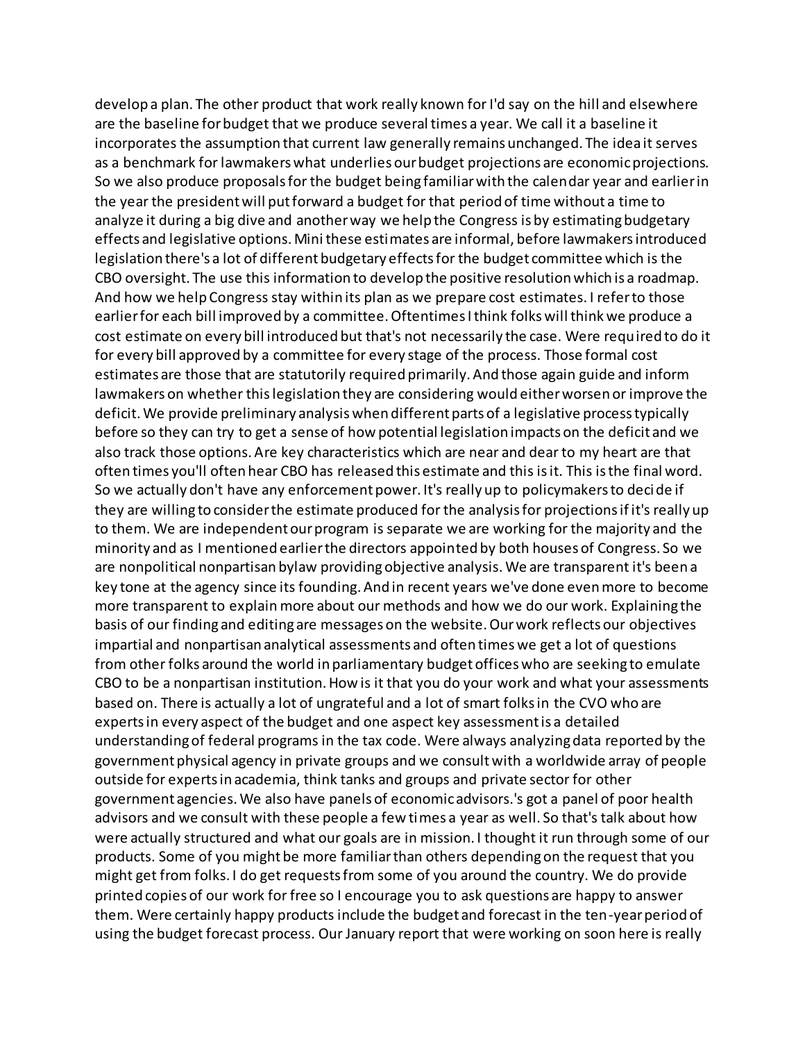develop a plan. The other product that work really known for I'd say on the hill and elsewhere are the baseline for budget that we produce several times a year. We call it a baseline it incorporates the assumption that current law generally remains unchanged. The idea it serves as a benchmark for lawmakers what underlies our budget projections are economic projections. So we also produce proposals for the budget being familiar with the calendar year and earlier in the year the president will put forward a budget for that period of time without a time to analyze it during a big dive and another way we help the Congress is by estimating budgetary effects and legislative options. Mini these estimates are informal, before lawmakers introduced legislation there's a lot of different budgetary effects for the budget committee which is the CBO oversight. The use this information to develop the positive resolution which is a roadmap. And how we help Congress stay within its plan as we prepare cost estimates. I refer to those earlier for each bill improved by a committee. Oftentimes I think folks will think we produce a cost estimate on every bill introduced but that's not necessarily the case. Were required to do it for every bill approved by a committee for every stage of the process. Those formal cost estimates are those that are statutorily required primarily. And those again guide and inform lawmakers on whether this legislation they are considering would either worsen or improve the deficit. We provide preliminary analysis when different parts of a legislative process typically before so they can try to get a sense of how potential legislation impacts on the deficit and we also track those options. Are key characteristics which are near and dear to my heart are that often times you'll often hear CBO has released this estimate and this is it. This is the final word. So we actually don't have any enforcement power. It's really up to policymakers to decide if they are willing to consider the estimate produced for the analysis for projections if it's really up to them. We are independent our program is separate we are working for the majority and the minority and as I mentioned earlier the directors appointed by both houses of Congress. So we are nonpolitical nonpartisan bylaw providing objective analysis. We are transparent it's been a key tone at the agency since its founding. And in recent years we've done even more to become more transparent to explain more about our methods and how we do our work. Explaining the basis of our finding and editing are messages on the website. Our work reflects our objectives impartial and nonpartisan analytical assessments and often times we get a lot of questions from other folks around the world in parliamentary budget offices who are seeking to emulate CBO to be a nonpartisan institution. How is it that you do your work and what your assessments based on. There is actually a lot of ungrateful and a lot of smart folks in the CVO who are experts in every aspect of the budget and one aspect key assessment is a detailed understanding of federal programs in the tax code. Were always analyzing data reported by the government physical agency in private groups and we consult with a worldwide array of people outside for experts in academia, think tanks and groups and private sector for other government agencies. We also have panels of economic advisors.'s got a panel of poor health advisors and we consult with these people a few times a year as well. So that's talk about how were actually structured and what our goals are in mission. I thought it run through some of our products. Some of you might be more familiar than others depending on the request that you might get from folks. I do get requests from some of you around the country. We do provide printed copies of our work for free so I encourage you to ask questions are happy to answer them. Were certainly happy products include the budget and forecast in the ten-year period of using the budget forecast process. Our January report that were working on soon here is really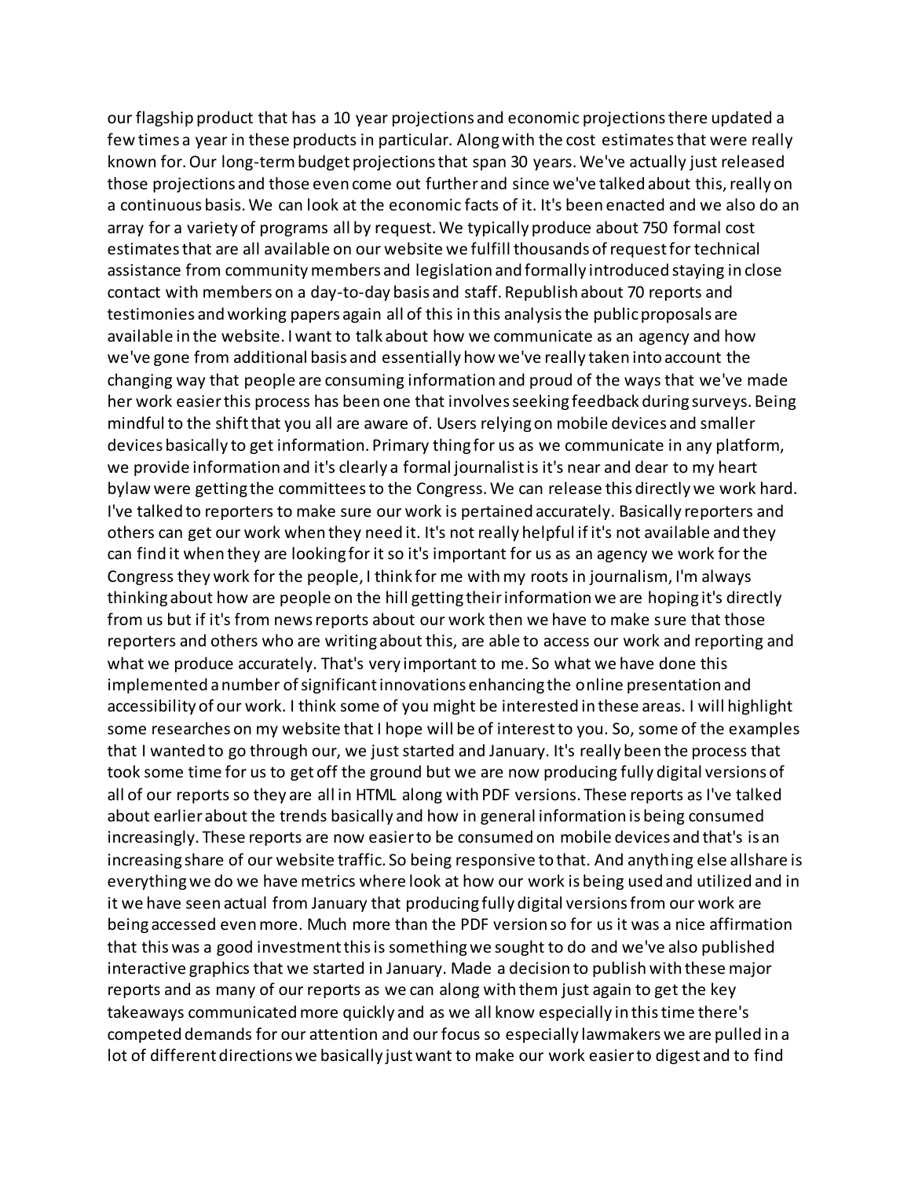our flagship product that has a 10 year projections and economic projections there updated a few times a year in these products in particular. Along with the cost estimates that were really known for. Our long-term budget projections that span 30 years. We've actually just released those projections and those even come out further and since we've talked about this, really on a continuous basis. We can look at the economic facts of it. It's been enacted and we also do an array for a variety of programs all by request. We typically produce about 750 formal cost estimates that are all available on our website we fulfill thousands of request for technical assistance from community members and legislation and formally introduced staying in close contact with members on a day-to-day basis and staff. Republish about 70 reports and testimonies and working papers again all of this in this analysis the public proposals are available in the website. I want to talk about how we communicate as an agency and how we've gone from additional basis and essentially how we've really taken into account the changing way that people are consuming information and proud of the ways that we've made her work easier this process has been one that involves seeking feedback during surveys. Being mindful to the shift that you all are aware of. Users relying on mobile devices and smaller devices basically to get information. Primary thing for us as we communicate in any platform, we provide information and it's clearly a formal journalist is it's near and dear to my heart bylaw were getting the committees to the Congress. We can release this directly we work hard. I've talked to reporters to make sure our work is pertained accurately. Basically reporters and others can get our work when they need it. It's not really helpful if it's not available and they can find it when they are looking for it so it's important for us as an agency we work for the Congress they work for the people, I think for me with my roots in journalism, I'm always thinking about how are people on the hill getting their information we are hoping it's directly from us but if it's from news reports about our work then we have to make sure that those reporters and others who are writing about this, are able to access our work and reporting and what we produce accurately. That's very important to me. So what we have done this implemented a number of significant innovations enhancing the online presentation and accessibility of our work. I think some of you might be interested in these areas. I will highlight some researches on my website that I hope will be of interest to you. So, some of the examples that I wanted to go through our, we just started and January. It's really been the process that took some time for us to get off the ground but we are now producing fully digital versions of all of our reports so they are all in HTML along with PDF versions. These reports as I've talked about earlier about the trends basically and how in general information is being consumed increasingly. These reports are now easier to be consumed on mobile devices and that's is an increasing share of our website traffic. So being responsive to that. And anything else allshare is everything we do we have metrics where look at how our work is being used and utilized and in it we have seen actual from January that producing fully digital versions from our work are being accessed even more. Much more than the PDF version so for us it was a nice affirmation that this was a good investment this is something we sought to do and we've also published interactive graphics that we started in January. Made a decision to publish with these major reports and as many of our reports as we can along with them just again to get the key takeaways communicated more quickly and as we all know especially in this time there's competed demands for our attention and our focus so especially lawmakers we are pulled in a lot of different directions we basically just want to make our work easier to digest and to find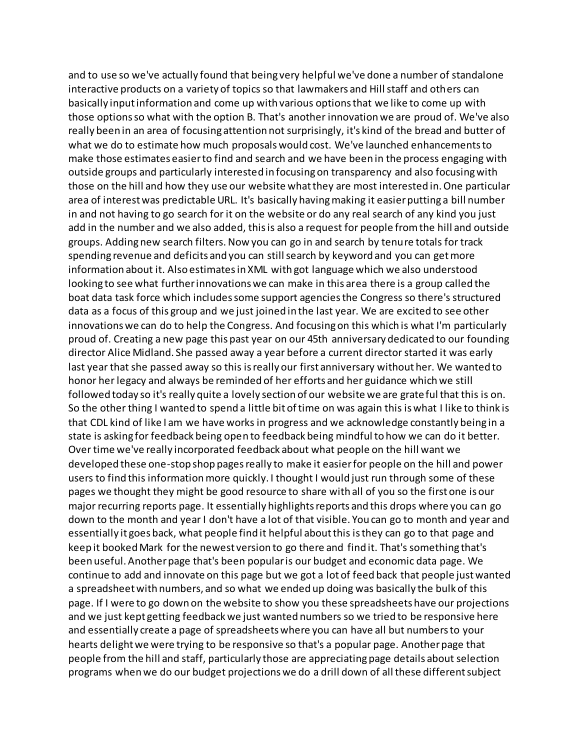and to use so we've actually found that being very helpful we've done a number of standalone interactive products on a variety of topics so that lawmakers and Hill staff and others can basically input information and come up with various options that we like to come up with those options so what with the option B. That's another innovation we are proud of. We've also really been in an area of focusing attention not surprisingly, it's kind of the bread and butter of what we do to estimate how much proposals would cost. We've launched enhancements to make those estimates easier to find and search and we have been in the process engaging with outside groups and particularly interested in focusing on transparency and also focusing with those on the hill and how they use our website what they are most interested in. One particular area of interest was predictable URL. It's basically having making it easier putting a bill number in and not having to go search for it on the website or do any real search of any kind you just add in the number and we also added, this is also a request for people from the hill and outside groups. Adding new search filters. Now you can go in and search by tenure totals for track spending revenue and deficits and you can still search by keyword and you can get more information about it. Also estimates in XML with got language which we also understood looking to see what further innovations we can make in this area there is a group called the boat data task force which includes some support agencies the Congress so there's structured data as a focus of this group and we just joined in the last year. We are excited to see other innovations we can do to help the Congress. And focusing on this which is what I'm particularly proud of. Creating a new page this past year on our 45th anniversary dedicated to our founding director Alice Midland. She passed away a year before a current director started it was early last year that she passed away so this is really our first anniversary without her. We wanted to honor her legacy and always be reminded of her efforts and her guidance which we still followed today so it's really quite a lovely section of our website we are grateful that this is on. So the other thing I wanted to spend a little bit of time on was again this is what I like to think is that CDL kind of like I am we have works in progress and we acknowledge constantly being in a state is asking for feedback being open to feedback being mindful to how we can do it better. Over time we've really incorporated feedback about what people on the hill want we developed these one-stop shop pages really to make it easier for people on the hill and power users to find this information more quickly. I thought I would just run through some of these pages we thought they might be good resource to share with all of you so the first one is our major recurring reports page. It essentially highlights reports and this drops where you can go down to the month and year I don't have a lot of that visible. You can go to month and year and essentially it goes back, what people find it helpful about this is they can go to that page and keep it booked Mark for the newest version to go there and find it. That's something that's been useful. Another page that's been popular is our budget and economic data page. We continue to add and innovate on this page but we got a lot of feed back that people just wanted a spreadsheet with numbers, and so what we ended up doing was basically the bulk of this page. If I were to go down on the website to show you these spreadsheets have our projections and we just kept getting feedback we just wanted numbers so we tried to be responsive here and essentially create a page of spreadsheets where you can have all but numbers to your hearts delight we were trying to be responsive so that's a popular page. Another page that people from the hill and staff, particularly those are appreciating page details about selection programs when we do our budget projections we do a drill down of all these different subject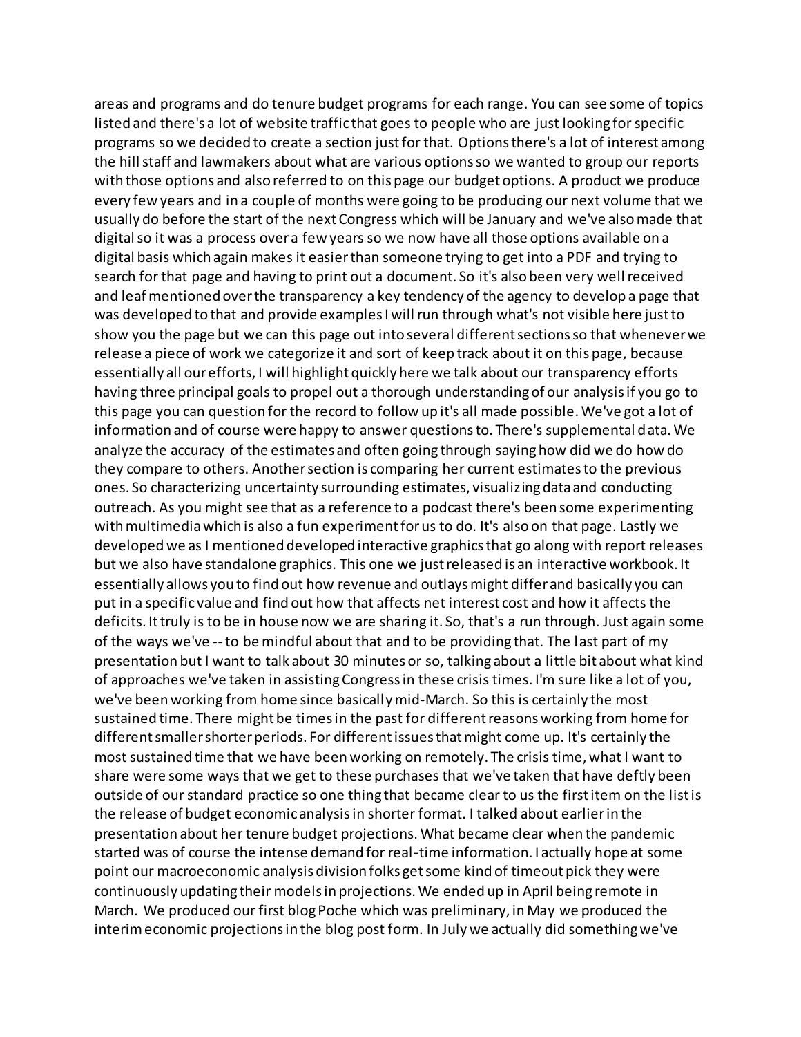areas and programs and do tenure budget programs for each range. You can see some of topics listed and there's a lot of website traffic that goes to people who are just looking for specific programs so we decided to create a section just for that. Options there's a lot of interest among the hill staff and lawmakers about what are various options so we wanted to group our reports with those options and also referred to on this page our budget options. A product we produce every few years and in a couple of months were going to be producing our next volume that we usually do before the start of the next Congress which will be January and we've also made that digital so it was a process over a few years so we now have all those options available on a digital basis which again makes it easier than someone trying to get into a PDF and trying to search for that page and having to print out a document. So it's also been very well received and leaf mentioned over the transparency a key tendency of the agency to develop a page that was developed to that and provide examples I will run through what's not visible here just to show you the page but we can this page out into several different sections so that whenever we release a piece of work we categorize it and sort of keep track about it on this page, because essentially all our efforts, I will highlight quickly here we talk about our transparency efforts having three principal goals to propel out a thorough understanding of our analysis if you go to this page you can question for the record to follow up it's all made possible. We've got a lot of information and of course were happy to answer questions to. There's supplemental data. We analyze the accuracy of the estimates and often going through saying how did we do how do they compare to others. Another section is comparing her current estimates to the previous ones. So characterizing uncertainty surrounding estimates, visualizing data and conducting outreach. As you might see that as a reference to a podcast there's been some experimenting with multimedia which is also a fun experiment for us to do. It's also on that page. Lastly we developed we as I mentioned developed interactive graphics that go along with report releases but we also have standalone graphics. This one we just released is an interactive workbook. It essentially allows you to find out how revenue and outlays might differ and basically you can put in a specific value and find out how that affects net interest cost and how it affects the deficits. It truly is to be in house now we are sharing it. So, that's a run through. Just again some of the ways we've -- to be mindful about that and to be providing that. The last part of my presentation but I want to talk about 30 minutes or so, talking about a little bit about what kind of approaches we've taken in assisting Congress in these crisis times. I'm sure like a lot of you, we've been working from home since basically mid-March. So this is certainly the most sustained time. There might be times in the past for different reasons working from home for different smaller shorter periods. For different issues that might come up. It's certainly the most sustained time that we have been working on remotely. The crisis time, what I want to share were some ways that we get to these purchases that we've taken that have deftly been outside of our standard practice so one thing that became clear to us the first item on the list is the release of budget economic analysis in shorter format. I talked about earlier in the presentation about her tenure budget projections. What became clear when the pandemic started was of course the intense demand for real-time information. I actually hope at some point our macroeconomic analysis division folks get some kind of timeout pick they were continuously updating their models in projections. We ended up in April being remote in March. We produced our first blog Poche which was preliminary, in May we produced the interim economic projections in the blog post form. In July we actually did something we've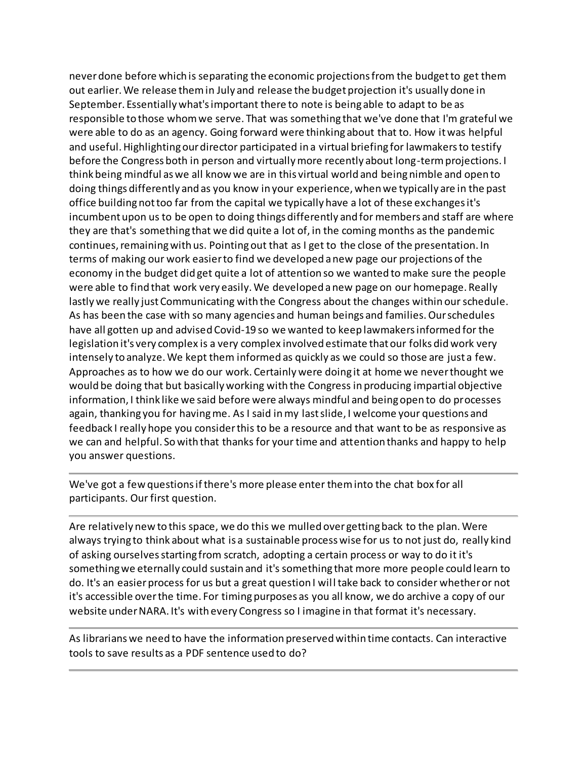never done before which is separating the economic projections from the budget to get them out earlier. We release them in July and release the budget projection it's usually done in September. Essentially what's important there to note is being able to adapt to be as responsible to those whom we serve. That was something that we've done that I'm grateful we were able to do as an agency. Going forward were thinking about that to. How it was helpful and useful. Highlighting our director participated in a virtual briefing for lawmakers to testify before the Congress both in person and virtually more recently about long-term projections. I think being mindful as we all know we are in this virtual world and being nimble and open to doing things differently and as you know in your experience, when we typically are in the past office building not too far from the capital we typically have a lot of these exchanges it's incumbent upon us to be open to doing things differently and for members and staff are where they are that's something that we did quite a lot of, in the coming months as the pandemic continues, remaining with us. Pointing out that as I get to the close of the presentation. In terms of making our work easier to find we developed a new page our projections of the economy in the budget did get quite a lot of attention so we wanted to make sure the people were able to find that work very easily. We developed a new page on our homepage. Really lastly we really just Communicating with the Congress about the changes within our schedule. As has been the case with so many agencies and human beings and families. Our schedules have all gotten up and advised Covid-19 so we wanted to keep lawmakers informed for the legislation it's very complex is a very complex involved estimate that our folks did work very intensely to analyze. We kept them informed as quickly as we could so those are just a few. Approaches as to how we do our work. Certainly were doing it at home we never thought we would be doing that but basically working with the Congress in producing impartial objective information, I think like we said before were always mindful and being open to do processes again, thanking you for having me. As I said in my last slide, I welcome your questions and feedback I really hope you consider this to be a resource and that want to be as responsive as we can and helpful. So with that thanks for your time and attention thanks and happy to help you answer questions.

---

We've got a few questions if there's more please enter them into the chat box for all participants. Our first question.

---

Are relatively new to this space, we do this we mulled over getting back to the plan. Were always trying to think about what is a sustainable process wise for us to not just do, really kind of asking ourselves starting from scratch, adopting a certain process or way to do it it's something we eternally could sustain and it's something that more more people could learn to do. It's an easier process for us but a great question I will take back to consider whether or not it's accessible over the time. For timing purposes as you all know, we do archive a copy of our website under NARA. It's with every Congress so I imagine in that format it's necessary.

---

As librarians we need to have the information preserved within time contacts. Can interactive tools to save results as a PDF sentence used to do?

---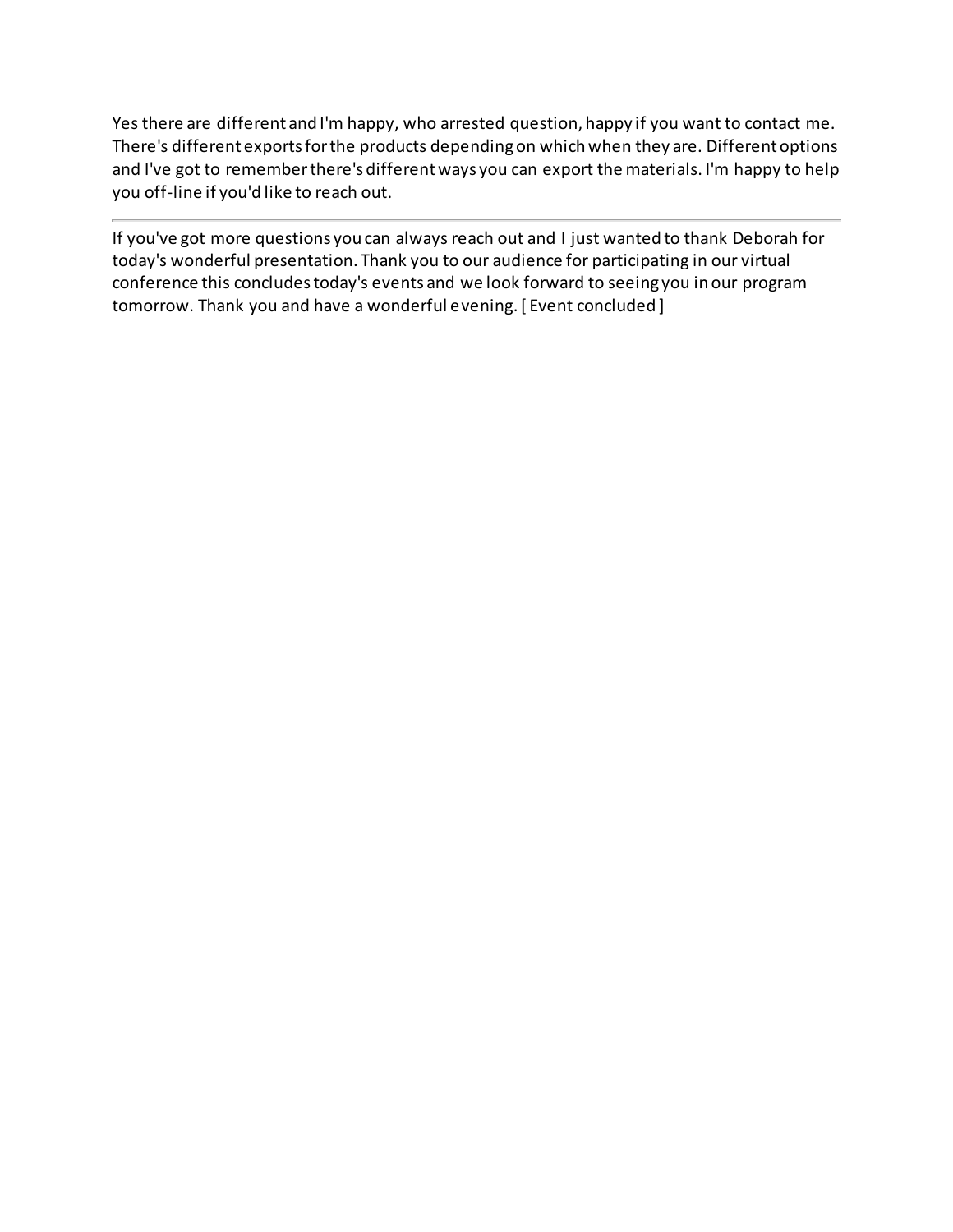Yes there are different and I'm happy, who arrested question, happy if you want to contact me. There's different exports for the products depending on which when they are. Different options and I've got to remember there's different ways you can export the materials. I'm happy to help you off-line if you'd like to reach out.

---

If you've got more questions you can always reach out and I just wanted to thank Deborah for today's wonderful presentation. Thank you to our audience for participating in our virtual conference this concludes today's events and we look forward to seeing you in our program tomorrow. Thank you and have a wonderful evening. [ Event concluded ]